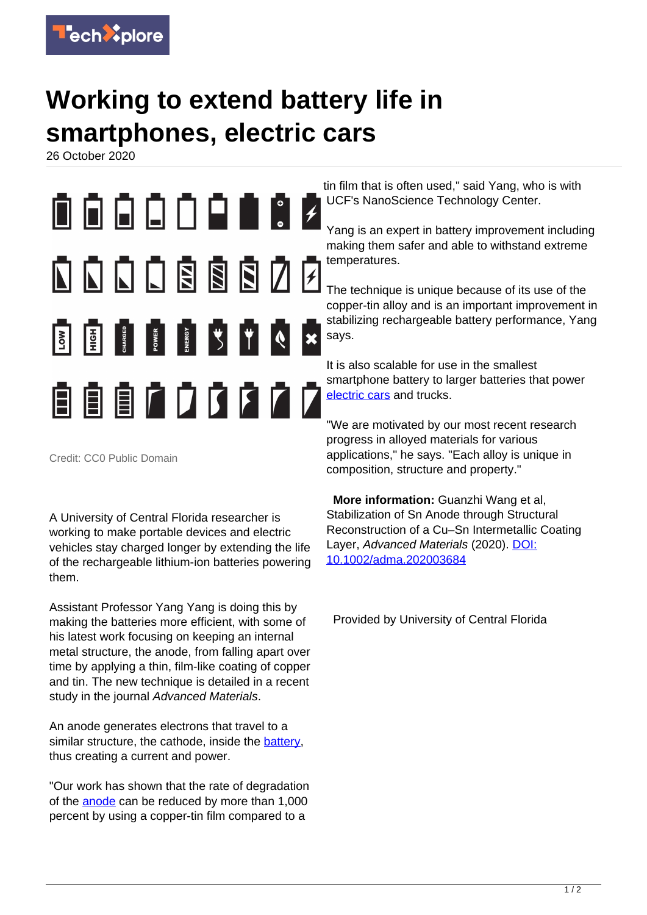# Working to extend battery life in smartphones, electric cars

26 October 2020

Credit: CC0 Public Domain

A University of Central Florida researcher is working to make portable devices and electric vehicles stay charged longer by extending the life of the rechargeable lithium-ion batteries powering them.

Assistant Professor Yang Yang is doing this by making the batteries more efficient, with some of his latest work focusing on keeping an internal metal structure, the anode, from falling apart over time by applying a thin, film-like coating of copper and tin. The new technique is detailed in a recent study in the journal *Advanced Materials*.

An anode generates electrons that travel to a similar structure, the cathode, inside the battery, thus creating a current and power.

"Our work has shown that the rate of degradation of the anode can be reduced by more than 1,000 percent by using a copper-tin film compared to a tin film that is often used," said Yang, who is with UCF's NanoScience Technology Center.

Yang is an expert in battery improvement including making them safer and able to withstand extreme temperatures.

The technique is unique because of its use of the copper-tin alloy and is an important improvement in stabilizing rechargeable battery performance, Yang says.

It is also scalable for use in the smallest smartphone battery to larger batteries that power electric cars and trucks.

"We are motivated by our most recent research progress in alloyed materials for various applications," he says. "Each alloy is unique in composition, structure and property."

**More information:** Guanzhi Wang et al, Stabilization of Sn Anode through Structural Reconstruction of a Cu–Sn Intermetallic Coating Layer, *Advanced Materials* (2020). DOI: 10.1002/adma.202003684

Provided by University of Central Florida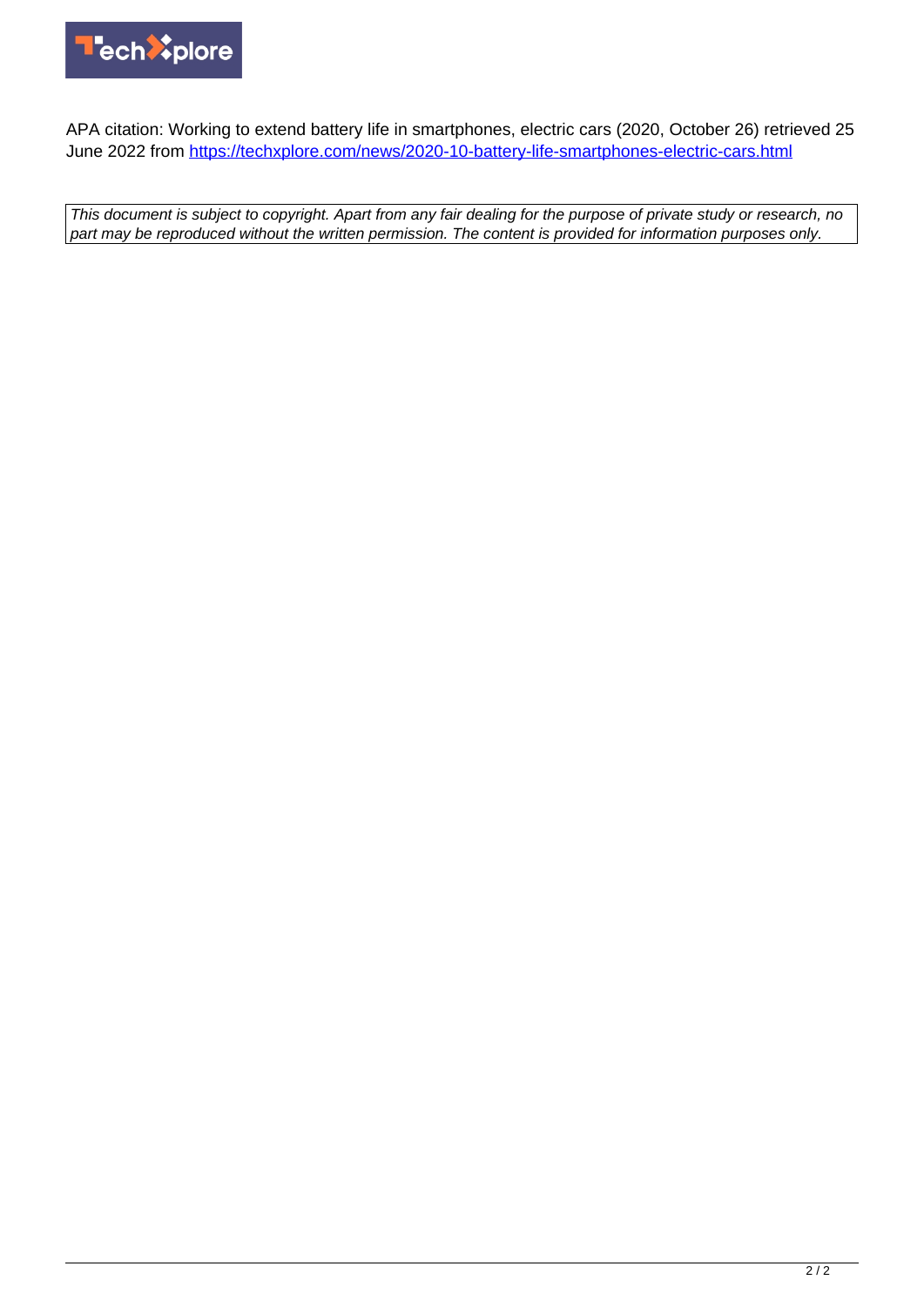APA citation: Working to extend battery life in smartphones, electric cars (2020, October 26) retrieved 25 June 2022 from https://techxplore.com/news/2020-10-battery-life-smartphones-electric-cars.html

*This document is subject to copyright. Apart from any fair dealing for the purpose of private study or research, no part may be reproduced without the written permission. The content is provided for information purposes only.*